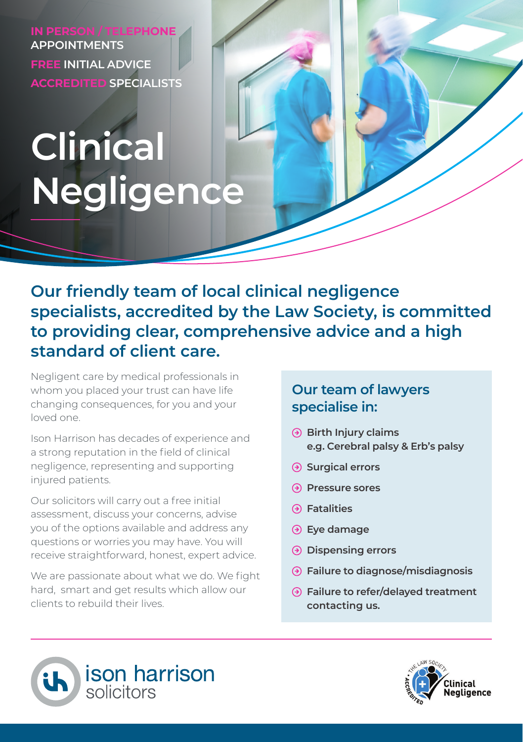IN PERSON / TELEPHONE APPOINTMENTS

FREE INITIAL ADVICE

ACCREDITED SPECIALISTS

# Clinical Negligence

## Our friendly team of local clinical negligence specialists, accredited by the Law Society, is committed to providing clear, comprehensive advice and a high standard of client care.

Negligent care by medical professionals in whom you placed your trust can have life changing consequences, for you and your loved one.

Ison Harrison has decades of experience and a strong reputation in the field of clinical negligence, representing and supporting injured patients.

Our solicitors will carry out a free initial assessment, discuss your concerns, advise you of the options available and address any questions or worries you may have. You will receive straightforward, honest, expert advice.

We are passionate about what we do. We fight hard, smart and get results which allow our clients to rebuild their lives.

### Our team of lawyers specialise in:

- **Birth Injury claims e.g. Cerebral palsy & Erb's palsy**
- **Surgical errors**
- **Pressure sores**
- **Fatalities**
- **Eye damage**
- **Dispensing errors**
- **Failure to diagnose/misdiagnosis**
- **Failure to refer/delayed treatment contacting us.**

ison harrison solicitors

The Law Society Accredited Clinical Negligence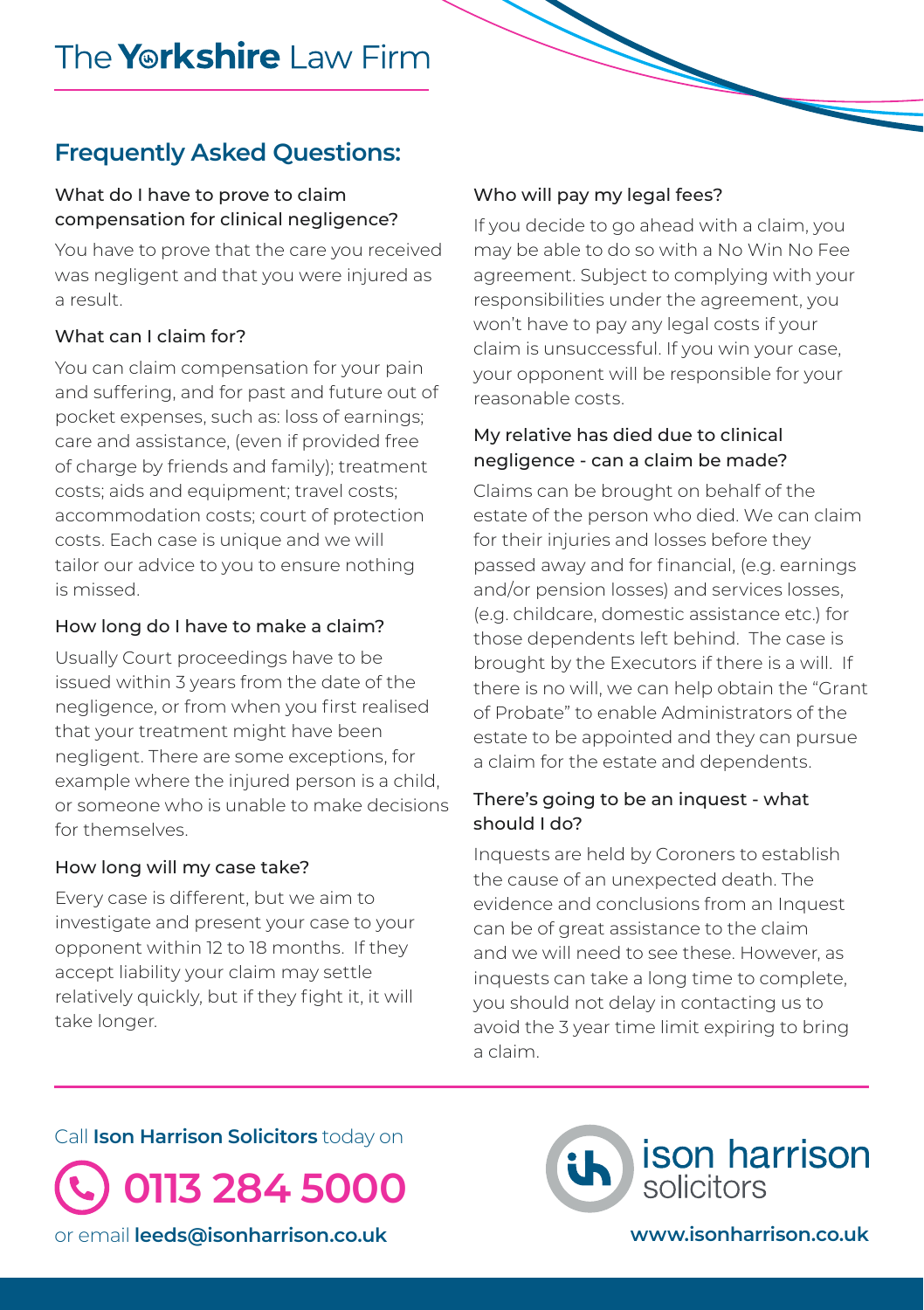# The Yorkshire Law Firm

## Frequently Asked Questions:

### What do I have to prove to claim compensation for clinical negligence?

You have to prove that the care you received was negligent and that you were injured as a result.

### What can I claim for?

You can claim compensation for your pain and suffering, and for past and future out of pocket expenses, such as: loss of earnings; care and assistance, (even if provided free of charge by friends and family); treatment costs; aids and equipment; travel costs; accommodation costs; court of protection costs. Each case is unique and we will tailor our advice to you to ensure nothing is missed.

### How long do I have to make a claim?

Usually Court proceedings have to be issued within 3 years from the date of the negligence, or from when you first realised that your treatment might have been negligent. There are some exceptions, for example where the injured person is a child, or someone who is unable to make decisions for themselves.

### How long will my case take?

Every case is different, but we aim to investigate and present your case to your opponent within 12 to 18 months. If they accept liability your claim may settle relatively quickly, but if they fight it, it will take longer.

### Who will pay my legal fees?

If you decide to go ahead with a claim, you may be able to do so with a No Win No Fee agreement. Subject to complying with your responsibilities under the agreement, you won't have to pay any legal costs if your claim is unsuccessful. If you win your case, your opponent will be responsible for your reasonable costs.

### My relative has died due to clinical negligence - can a claim be made?

Claims can be brought on behalf of the estate of the person who died. We can claim for their injuries and losses before they passed away and for financial, (e.g. earnings and/or pension losses) and services losses, (e.g. childcare, domestic assistance etc.) for those dependents left behind. The case is brought by the Executors if there is a will. If there is no will, we can help obtain the "Grant of Probate" to enable Administrators of the estate to be appointed and they can pursue a claim for the estate and dependents.

### There's going to be an inquest - what should I do?

Inquests are held by Coroners to establish the cause of an unexpected death. The evidence and conclusions from an Inquest can be of great assistance to the claim and we will need to see these. However, as inquests can take a long time to complete, you should not delay in contacting us to avoid the 3 year time limit expiring to bring a claim.

---

Call **Ison Harrison Solicitors** today on

**0113 284 5000**

or email **leeds@isonharrison.co.uk**

ison harrison solicitors

**www.isonharrison.co.uk**